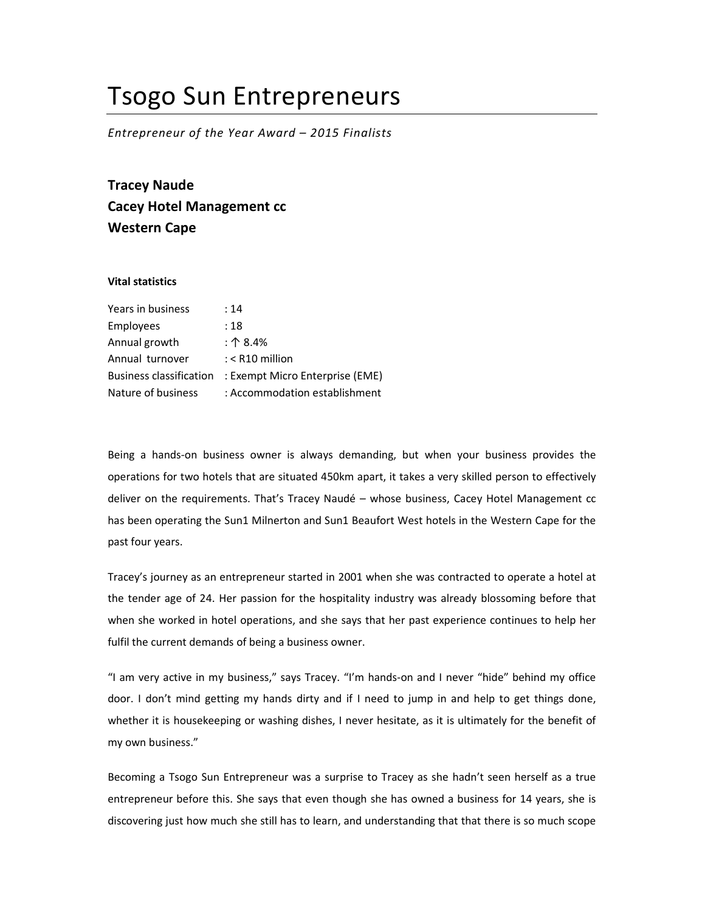# Tsogo Sun Entrepreneurs

*Entrepreneur of the Year Award – 2015 Finalists*

**Tracey Naude**
**Cacey Hotel Management cc**
**Western Cape**

**Vital statistics**

| | |
|---|---|
| Years in business | : 14 |
| Employees | : 18 |
| Annual growth | : ↑ 8.4% |
| Annual turnover | : < R10 million |
| Business classification | : Exempt Micro Enterprise (EME) |
| Nature of business | : Accommodation establishment |

Being a hands-on business owner is always demanding, but when your business provides the operations for two hotels that are situated 450km apart, it takes a very skilled person to effectively deliver on the requirements. That's Tracey Naudé – whose business, Cacey Hotel Management cc has been operating the Sun1 Milnerton and Sun1 Beaufort West hotels in the Western Cape for the past four years.

Tracey's journey as an entrepreneur started in 2001 when she was contracted to operate a hotel at the tender age of 24. Her passion for the hospitality industry was already blossoming before that when she worked in hotel operations, and she says that her past experience continues to help her fulfil the current demands of being a business owner.

"I am very active in my business," says Tracey. "I'm hands-on and I never "hide" behind my office door. I don't mind getting my hands dirty and if I need to jump in and help to get things done, whether it is housekeeping or washing dishes, I never hesitate, as it is ultimately for the benefit of my own business."

Becoming a Tsogo Sun Entrepreneur was a surprise to Tracey as she hadn't seen herself as a true entrepreneur before this. She says that even though she has owned a business for 14 years, she is discovering just how much she still has to learn, and understanding that that there is so much scope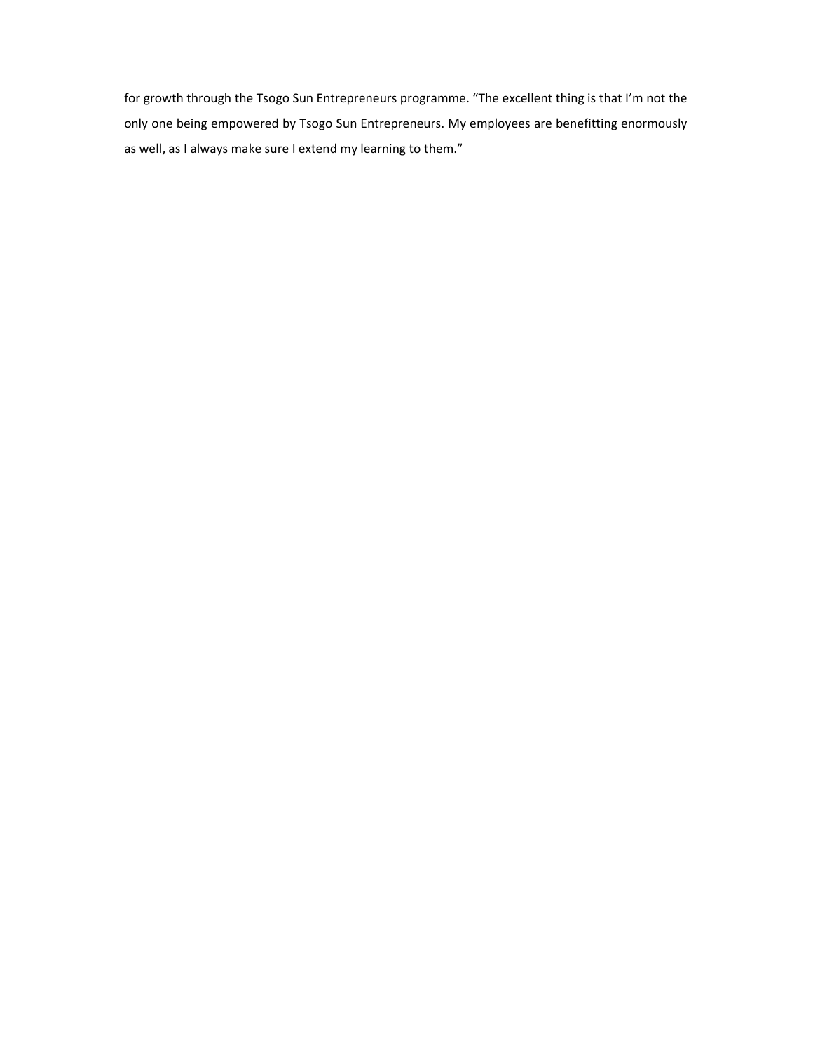for growth through the Tsogo Sun Entrepreneurs programme. “The excellent thing is that I’m not the only one being empowered by Tsogo Sun Entrepreneurs. My employees are benefitting enormously as well, as I always make sure I extend my learning to them.”